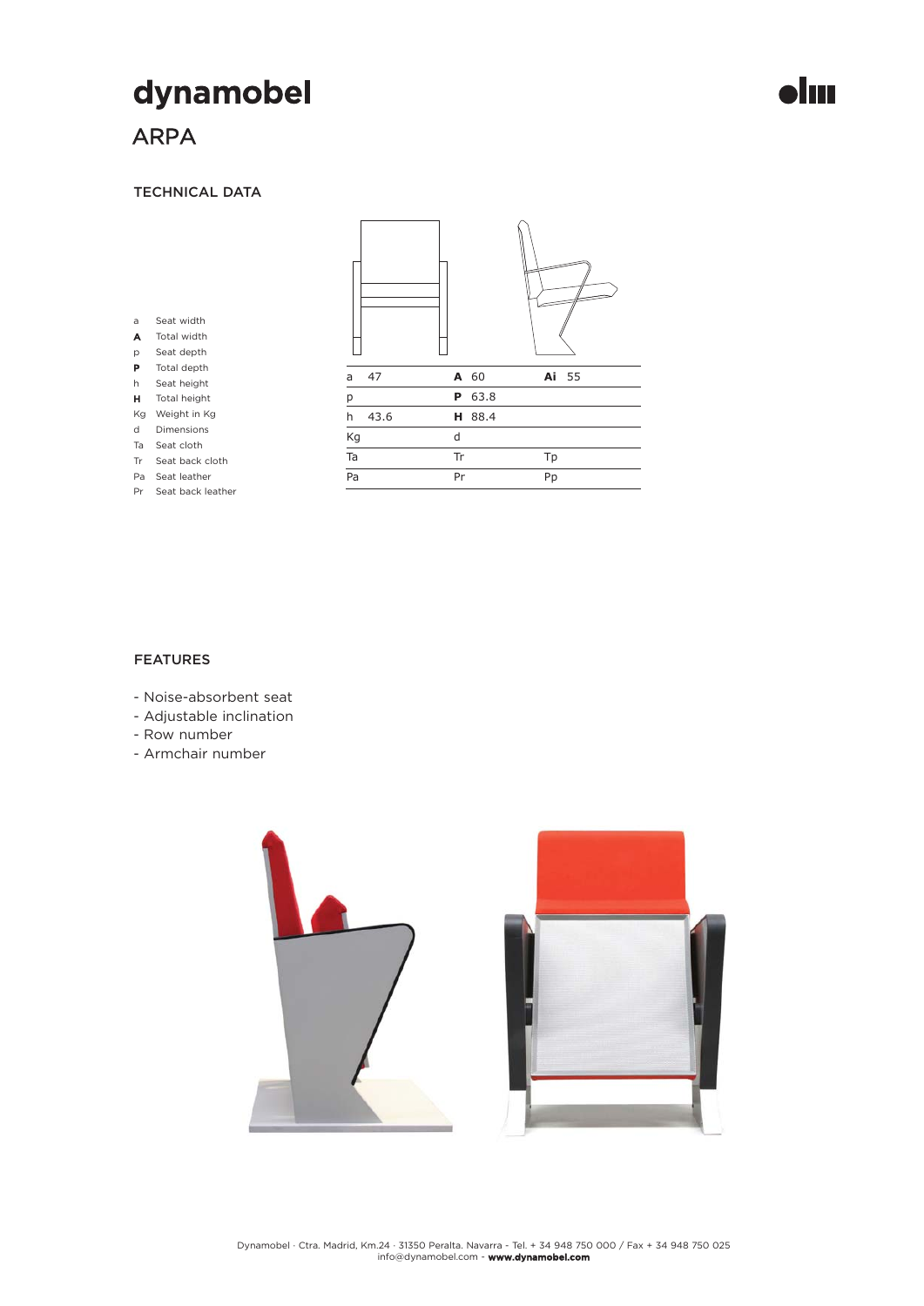# dynamobel

## ARPA

### TECHNICAL DATA

| | |
|---|---|
| a | Seat width |
| **A** | Total width |
| p | Seat depth |
| **P** | Total depth |
| h | Seat height |
| **H** | Total height |
| Kg | Weight in Kg |
| d | Dimensions |
| Ta | Seat cloth |
| Tr | Seat back cloth |
| Pa | Seat leather |
| Pr | Seat back leather |

| | | |
|---|---|---|
| a 47 | **A** 60 | **Ai** 55 |
| p | **P** 63.8 | |
| h 43.6 | **H** 88.4 | |
| Kg | d | |
| Ta | Tr | Tp |
| Pa | Pr | Pp |

### FEATURES

- Noise-absorbent seat
- Adjustable inclination
- Row number
- Armchair number

Dynamobel · Ctra. Madrid, Km.24 · 31350 Peralta. Navarra · Tel. + 34 948 750 000 / Fax + 34 948 750 025
info@dynamobel.com - **www.dynamobel.com**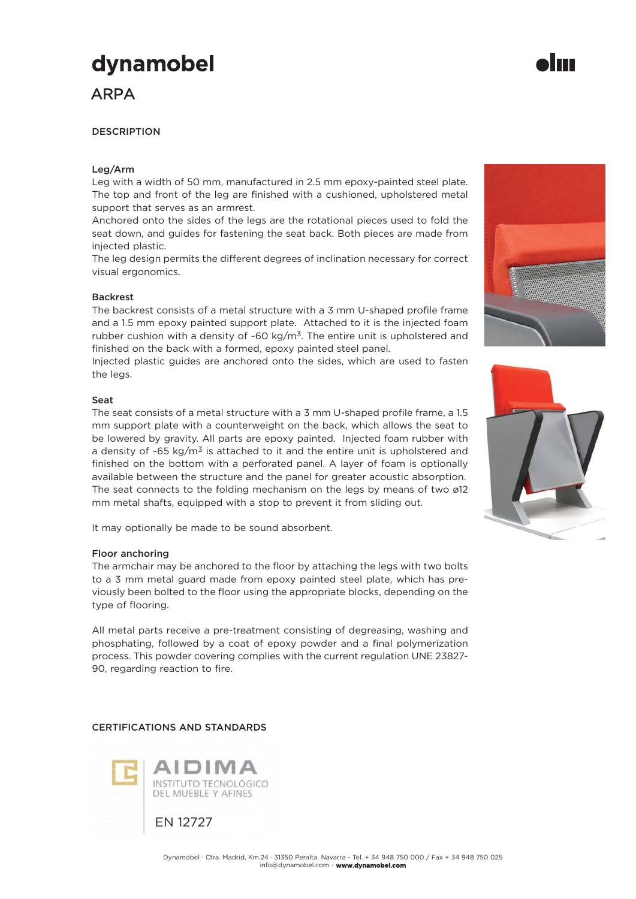# dynamobel

## ARPA

### DESCRIPTION

#### Leg/Arm

Leg with a width of 50 mm, manufactured in 2.5 mm epoxy-painted steel plate. The top and front of the leg are finished with a cushioned, upholstered metal support that serves as an armrest.

Anchored onto the sides of the legs are the rotational pieces used to fold the seat down, and guides for fastening the seat back. Both pieces are made from injected plastic.

The leg design permits the different degrees of inclination necessary for correct visual ergonomics.

#### Backrest

The backrest consists of a metal structure with a 3 mm U-shaped profile frame and a 1.5 mm epoxy painted support plate. Attached to it is the injected foam rubber cushion with a density of ~60 kg/m$^3$. The entire unit is upholstered and finished on the back with a formed, epoxy painted steel panel.

Injected plastic guides are anchored onto the sides, which are used to fasten the legs.

#### Seat

The seat consists of a metal structure with a 3 mm U-shaped profile frame, a 1.5 mm support plate with a counterweight on the back, which allows the seat to be lowered by gravity. All parts are epoxy painted. Injected foam rubber with a density of ~65 kg/m$^3$ is attached to it and the entire unit is upholstered and finished on the bottom with a perforated panel. A layer of foam is optionally available between the structure and the panel for greater acoustic absorption. The seat connects to the folding mechanism on the legs by means of two ø12 mm metal shafts, equipped with a stop to prevent it from sliding out.

It may optionally be made to be sound absorbent.

#### Floor anchoring

The armchair may be anchored to the floor by attaching the legs with two bolts to a 3 mm metal guard made from epoxy painted steel plate, which has previously been bolted to the floor using the appropriate blocks, depending on the type of flooring.

All metal parts receive a pre-treatment consisting of degreasing, washing and phosphating, followed by a coat of epoxy powder and a final polymerization process. This powder covering complies with the current regulation UNE 23827-90, regarding reaction to fire.

### CERTIFICATIONS AND STANDARDS

AIDIMA
INSTITUTO TECNOLÓGICO DEL MUEBLE Y AFINES

EN 12727

Dynamobel · Ctra. Madrid, Km.24 · 31350 Peralta. Navarra - Tel. + 34 948 750 000 / Fax + 34 948 750 025
info@dynamobel.com - **www.dynamobel.com**